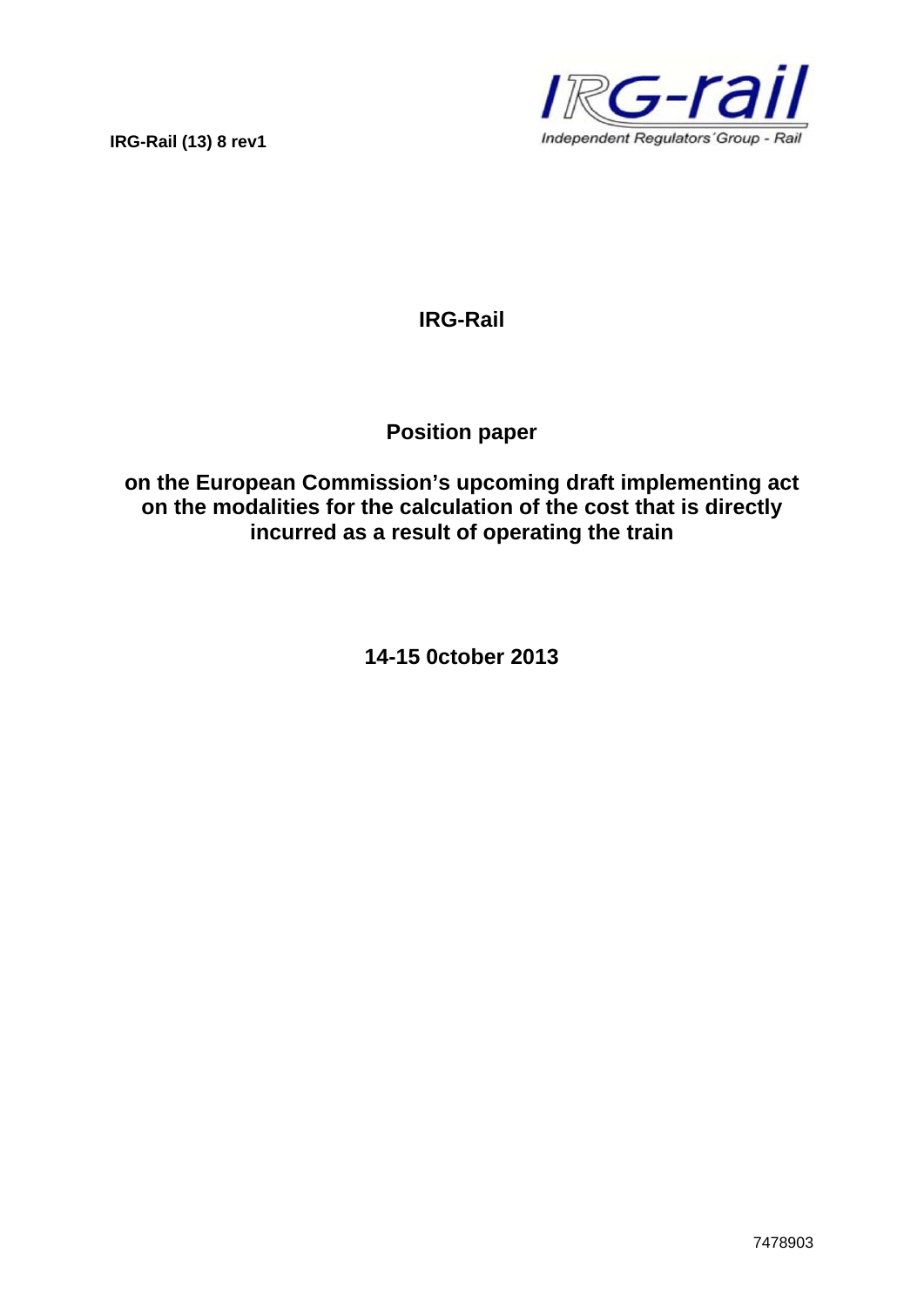IRG-Rail (13) 8 rev1

IRG-rail
Independent Regulators´Group - Rail

# IRG-Rail

## Position paper

## on the European Commission's upcoming draft implementing act on the modalities for the calculation of the cost that is directly incurred as a result of operating the train

**14-15 0ctober 2013**

7478903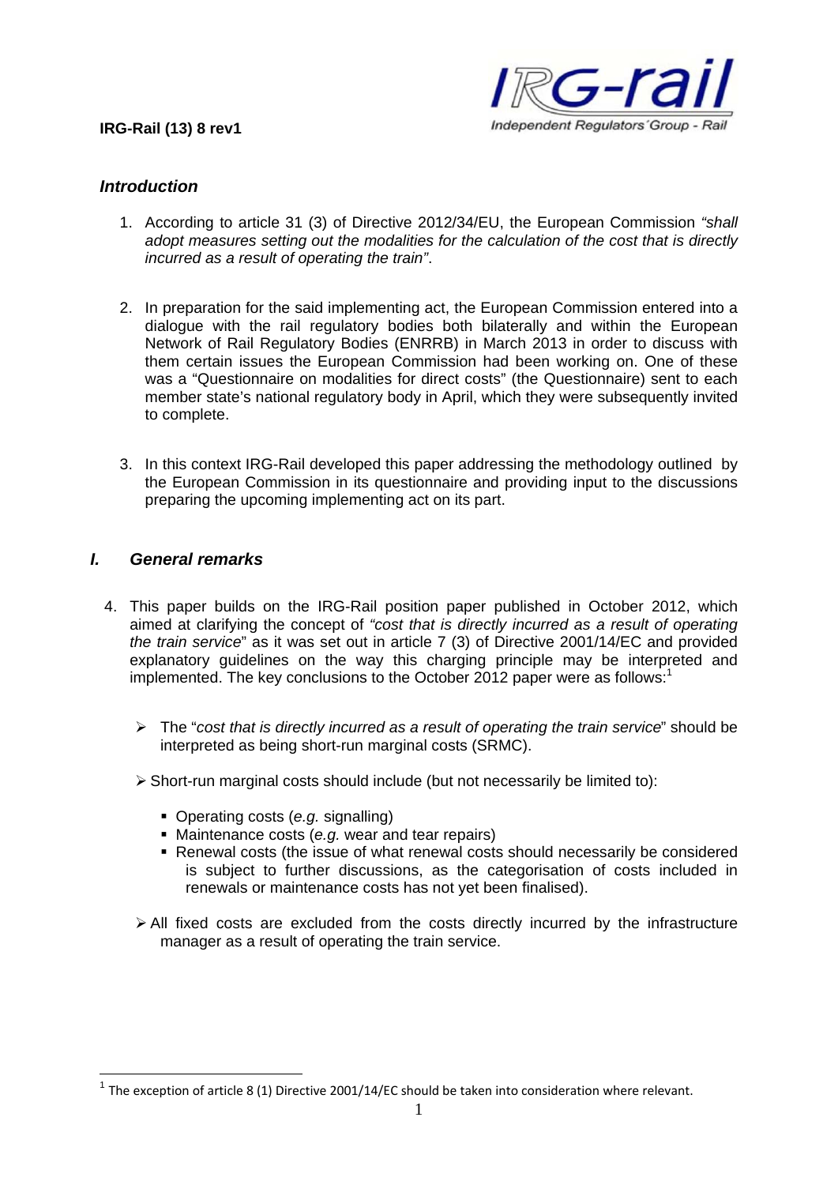**IRG-Rail (13) 8 rev1**

### *Introduction*

1. According to article 31 (3) of Directive 2012/34/EU, the European Commission *"shall adopt measures setting out the modalities for the calculation of the cost that is directly incurred as a result of operating the train"*.

2. In preparation for the said implementing act, the European Commission entered into a dialogue with the rail regulatory bodies both bilaterally and within the European Network of Rail Regulatory Bodies (ENRRB) in March 2013 in order to discuss with them certain issues the European Commission had been working on. One of these was a "Questionnaire on modalities for direct costs" (the Questionnaire) sent to each member state's national regulatory body in April, which they were subsequently invited to complete.

3. In this context IRG-Rail developed this paper addressing the methodology outlined by the European Commission in its questionnaire and providing input to the discussions preparing the upcoming implementing act on its part.

### *I. General remarks*

4. This paper builds on the IRG-Rail position paper published in October 2012, which aimed at clarifying the concept of *"cost that is directly incurred as a result of operating the train service*" as it was set out in article 7 (3) of Directive 2001/14/EC and provided explanatory guidelines on the way this charging principle may be interpreted and implemented. The key conclusions to the October 2012 paper were as follows:[1]

   - The "*cost that is directly incurred as a result of operating the train service*" should be interpreted as being short-run marginal costs (SRMC).
   - Short-run marginal costs should include (but not necessarily be limited to):
     - Operating costs (*e.g.* signalling)
     - Maintenance costs (*e.g.* wear and tear repairs)
     - Renewal costs (the issue of what renewal costs should necessarily be considered is subject to further discussions, as the categorisation of costs included in renewals or maintenance costs has not yet been finalised).
   - All fixed costs are excluded from the costs directly incurred by the infrastructure manager as a result of operating the train service.

[1] The exception of article 8 (1) Directive 2001/14/EC should be taken into consideration where relevant.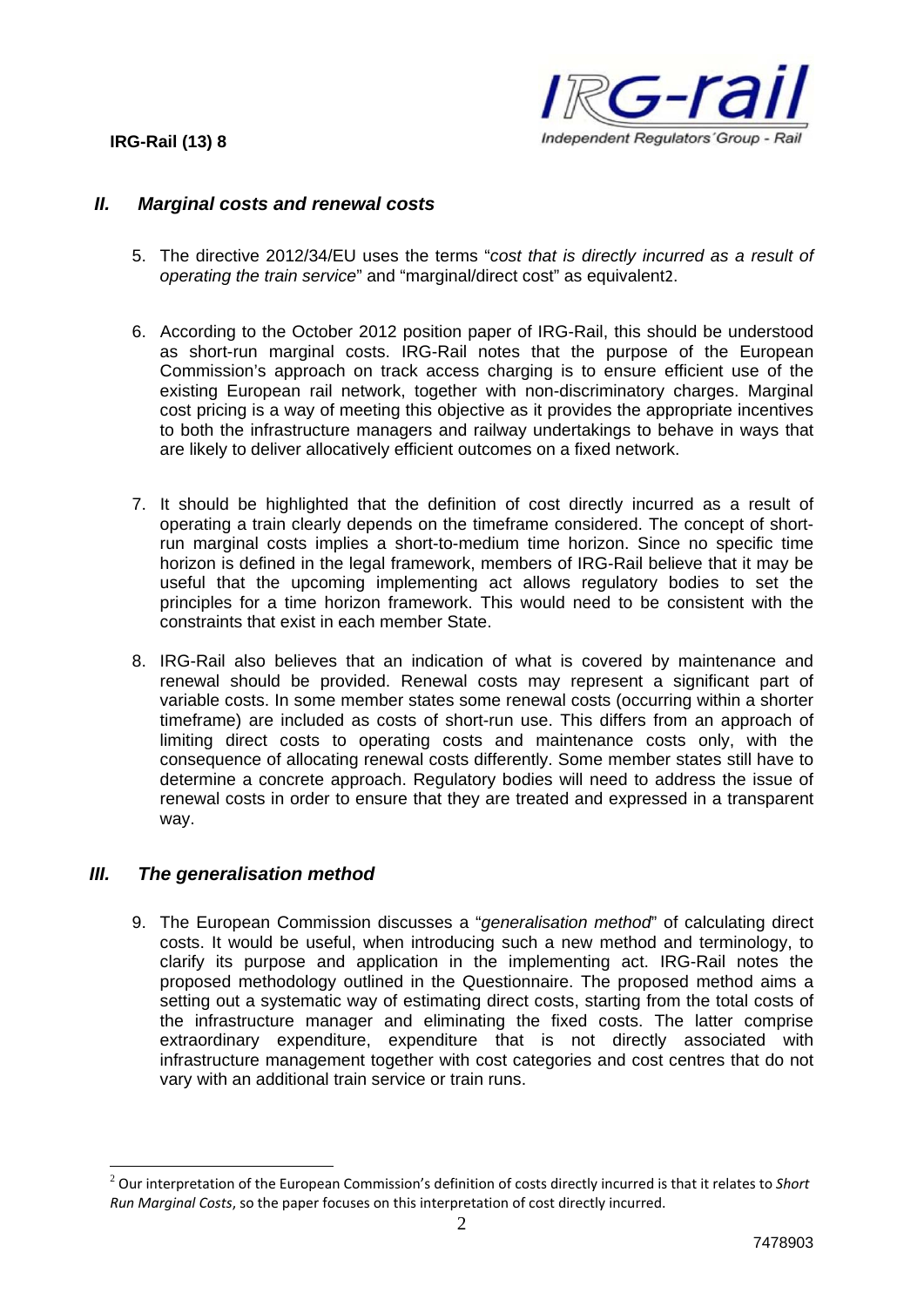## *II. Marginal costs and renewal costs*

5. The directive 2012/34/EU uses the terms "*cost that is directly incurred as a result of operating the train service*" and "marginal/direct cost" as equivalent[2].

6. According to the October 2012 position paper of IRG-Rail, this should be understood as short-run marginal costs. IRG-Rail notes that the purpose of the European Commission's approach on track access charging is to ensure efficient use of the existing European rail network, together with non-discriminatory charges. Marginal cost pricing is a way of meeting this objective as it provides the appropriate incentives to both the infrastructure managers and railway undertakings to behave in ways that are likely to deliver allocatively efficient outcomes on a fixed network.

7. It should be highlighted that the definition of cost directly incurred as a result of operating a train clearly depends on the timeframe considered. The concept of short-run marginal costs implies a short-to-medium time horizon. Since no specific time horizon is defined in the legal framework, members of IRG-Rail believe that it may be useful that the upcoming implementing act allows regulatory bodies to set the principles for a time horizon framework. This would need to be consistent with the constraints that exist in each member State.

8. IRG-Rail also believes that an indication of what is covered by maintenance and renewal should be provided. Renewal costs may represent a significant part of variable costs. In some member states some renewal costs (occurring within a shorter timeframe) are included as costs of short-run use. This differs from an approach of limiting direct costs to operating costs and maintenance costs only, with the consequence of allocating renewal costs differently. Some member states still have to determine a concrete approach. Regulatory bodies will need to address the issue of renewal costs in order to ensure that they are treated and expressed in a transparent way.

## *III. The generalisation method*

9. The European Commission discusses a "*generalisation method*" of calculating direct costs. It would be useful, when introducing such a new method and terminology, to clarify its purpose and application in the implementing act. IRG-Rail notes the proposed methodology outlined in the Questionnaire. The proposed method aims a setting out a systematic way of estimating direct costs, starting from the total costs of the infrastructure manager and eliminating the fixed costs. The latter comprise extraordinary expenditure, expenditure that is not directly associated with infrastructure management together with cost categories and cost centres that do not vary with an additional train service or train runs.

---

[2] Our interpretation of the European Commission's definition of costs directly incurred is that it relates to *Short Run Marginal Costs*, so the paper focuses on this interpretation of cost directly incurred.

7478903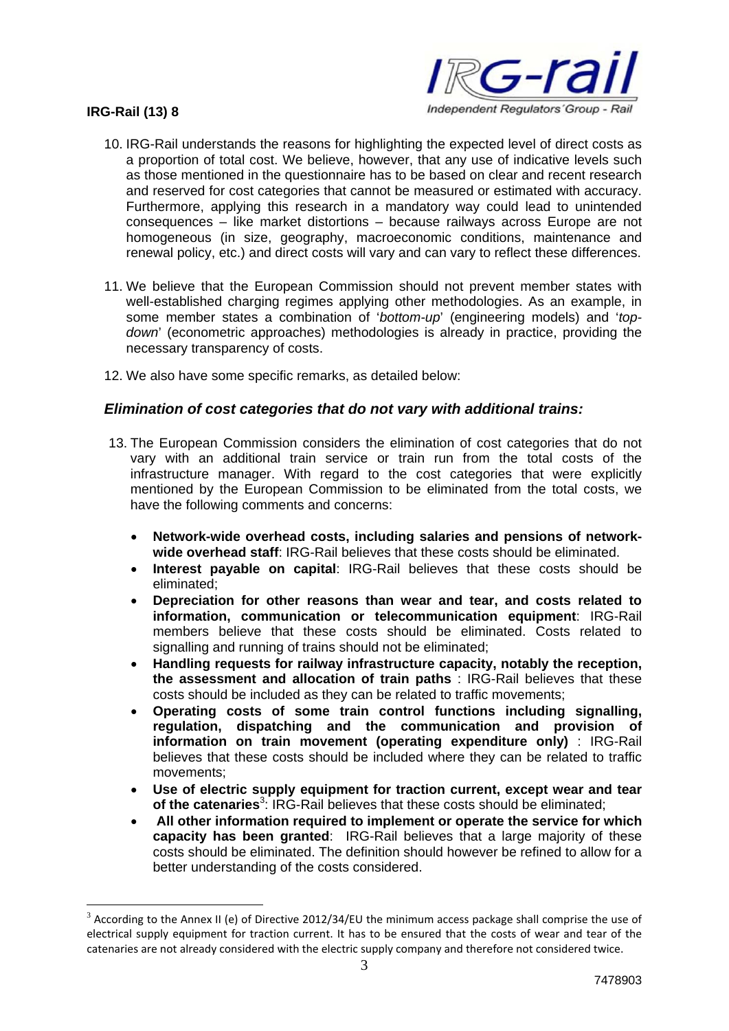10. IRG-Rail understands the reasons for highlighting the expected level of direct costs as a proportion of total cost. We believe, however, that any use of indicative levels such as those mentioned in the questionnaire has to be based on clear and recent research and reserved for cost categories that cannot be measured or estimated with accuracy. Furthermore, applying this research in a mandatory way could lead to unintended consequences – like market distortions – because railways across Europe are not homogeneous (in size, geography, macroeconomic conditions, maintenance and renewal policy, etc.) and direct costs will vary and can vary to reflect these differences.

11. We believe that the European Commission should not prevent member states with well-established charging regimes applying other methodologies. As an example, in some member states a combination of '*bottom-up*' (engineering models) and '*top-down*' (econometric approaches) methodologies is already in practice, providing the necessary transparency of costs.

12. We also have some specific remarks, as detailed below:

### *Elimination of cost categories that do not vary with additional trains:*

13. The European Commission considers the elimination of cost categories that do not vary with an additional train service or train run from the total costs of the infrastructure manager. With regard to the cost categories that were explicitly mentioned by the European Commission to be eliminated from the total costs, we have the following comments and concerns:

    - **Network-wide overhead costs, including salaries and pensions of network-wide overhead staff**: IRG-Rail believes that these costs should be eliminated.
    - **Interest payable on capital**: IRG-Rail believes that these costs should be eliminated;
    - **Depreciation for other reasons than wear and tear, and costs related to information, communication or telecommunication equipment**: IRG-Rail members believe that these costs should be eliminated. Costs related to signalling and running of trains should not be eliminated;
    - **Handling requests for railway infrastructure capacity, notably the reception, the assessment and allocation of train paths** : IRG-Rail believes that these costs should be included as they can be related to traffic movements;
    - **Operating costs of some train control functions including signalling, regulation, dispatching and the communication and provision of information on train movement (operating expenditure only)** : IRG-Rail believes that these costs should be included where they can be related to traffic movements;
    - **Use of electric supply equipment for traction current, except wear and tear of the catenaries**[3]: IRG-Rail believes that these costs should be eliminated;
    - **All other information required to implement or operate the service for which capacity has been granted**: IRG-Rail believes that a large majority of these costs should be eliminated. The definition should however be refined to allow for a better understanding of the costs considered.

[3] According to the Annex II (e) of Directive 2012/34/EU the minimum access package shall comprise the use of electrical supply equipment for traction current. It has to be ensured that the costs of wear and tear of the catenaries are not already considered with the electric supply company and therefore not considered twice.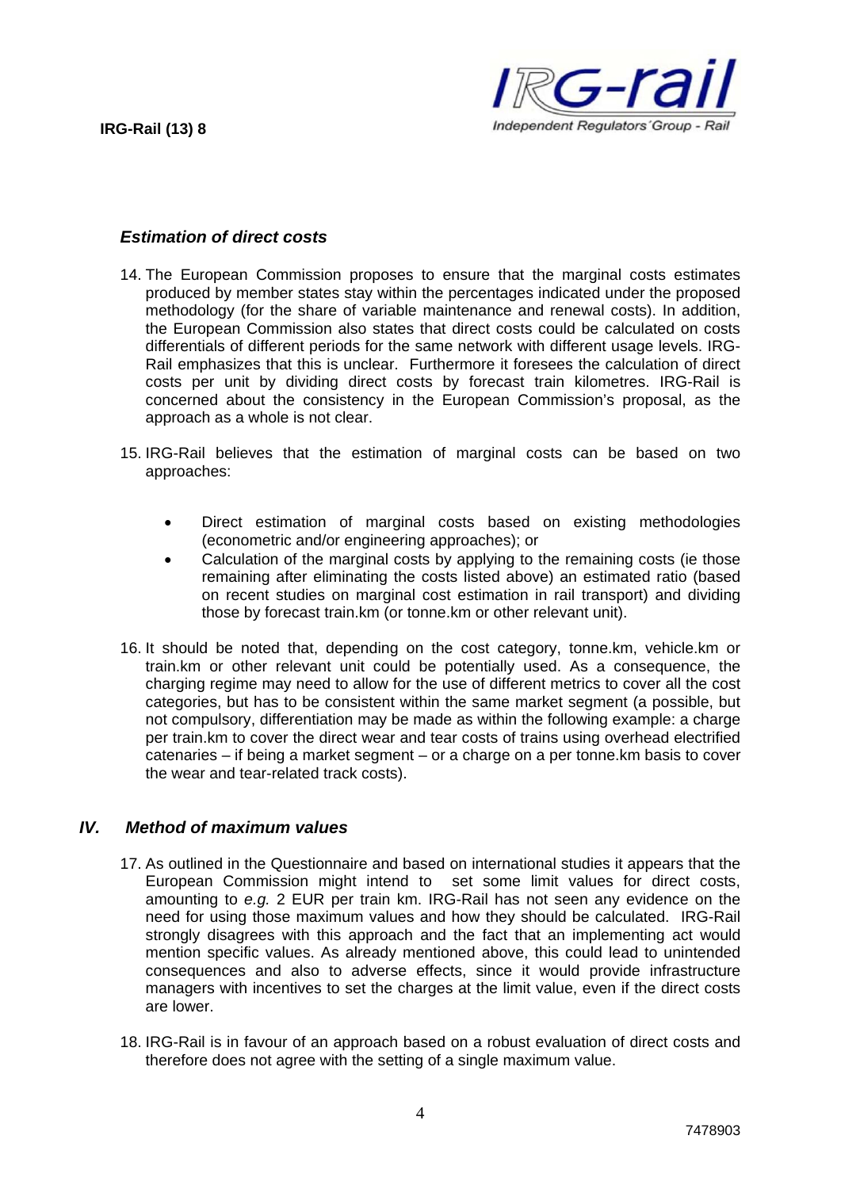### *Estimation of direct costs*

14. The European Commission proposes to ensure that the marginal costs estimates produced by member states stay within the percentages indicated under the proposed methodology (for the share of variable maintenance and renewal costs). In addition, the European Commission also states that direct costs could be calculated on costs differentials of different periods for the same network with different usage levels. IRG-Rail emphasizes that this is unclear. Furthermore it foresees the calculation of direct costs per unit by dividing direct costs by forecast train kilometres. IRG-Rail is concerned about the consistency in the European Commission's proposal, as the approach as a whole is not clear.

15. IRG-Rail believes that the estimation of marginal costs can be based on two approaches:

    - Direct estimation of marginal costs based on existing methodologies (econometric and/or engineering approaches); or
    - Calculation of the marginal costs by applying to the remaining costs (ie those remaining after eliminating the costs listed above) an estimated ratio (based on recent studies on marginal cost estimation in rail transport) and dividing those by forecast train.km (or tonne.km or other relevant unit).

16. It should be noted that, depending on the cost category, tonne.km, vehicle.km or train.km or other relevant unit could be potentially used. As a consequence, the charging regime may need to allow for the use of different metrics to cover all the cost categories, but has to be consistent within the same market segment (a possible, but not compulsory, differentiation may be made as within the following example: a charge per train.km to cover the direct wear and tear costs of trains using overhead electrified catenaries – if being a market segment – or a charge on a per tonne.km basis to cover the wear and tear-related track costs).

## *IV. Method of maximum values*

17. As outlined in the Questionnaire and based on international studies it appears that the European Commission might intend to set some limit values for direct costs, amounting to *e.g.* 2 EUR per train km. IRG-Rail has not seen any evidence on the need for using those maximum values and how they should be calculated. IRG-Rail strongly disagrees with this approach and the fact that an implementing act would mention specific values. As already mentioned above, this could lead to unintended consequences and also to adverse effects, since it would provide infrastructure managers with incentives to set the charges at the limit value, even if the direct costs are lower.

18. IRG-Rail is in favour of an approach based on a robust evaluation of direct costs and therefore does not agree with the setting of a single maximum value.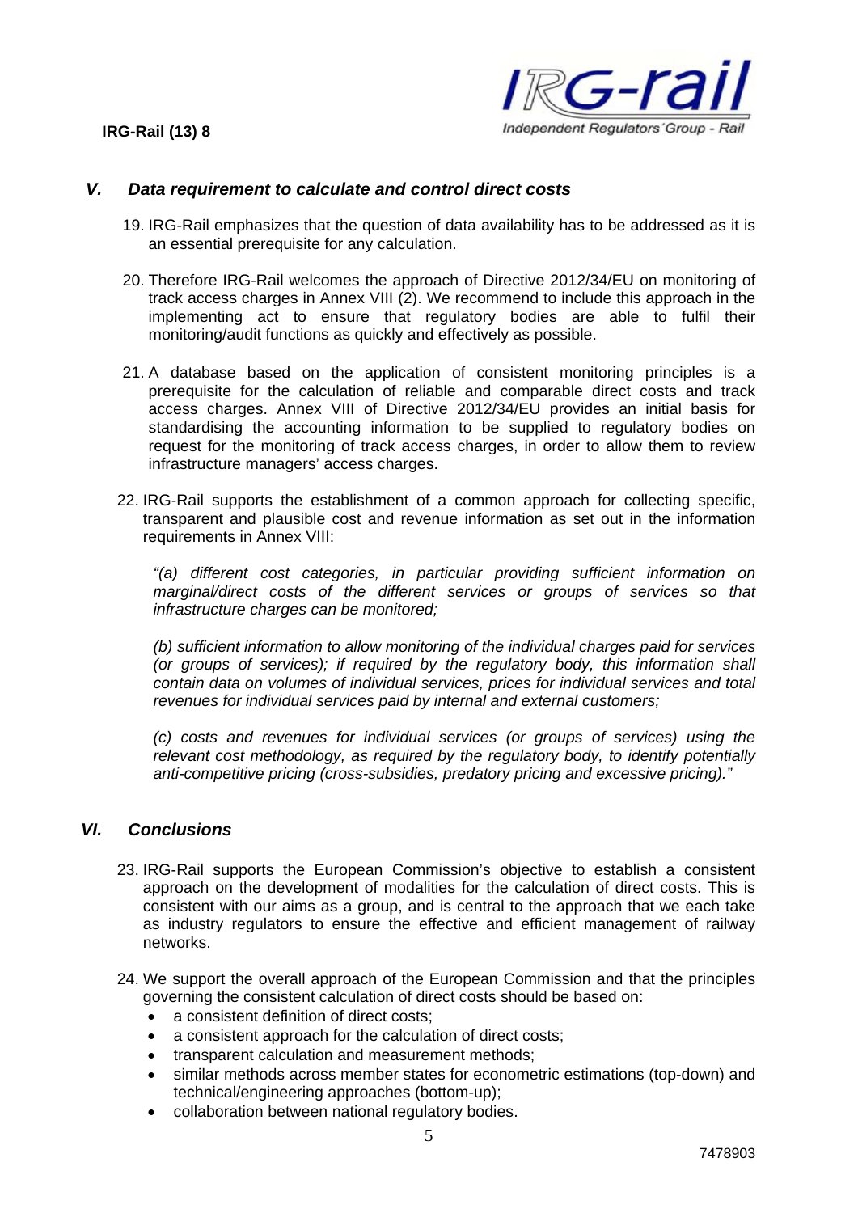## V. *Data requirement to calculate and control direct costs*

19. IRG-Rail emphasizes that the question of data availability has to be addressed as it is an essential prerequisite for any calculation.

20. Therefore IRG-Rail welcomes the approach of Directive 2012/34/EU on monitoring of track access charges in Annex VIII (2). We recommend to include this approach in the implementing act to ensure that regulatory bodies are able to fulfil their monitoring/audit functions as quickly and effectively as possible.

21. A database based on the application of consistent monitoring principles is a prerequisite for the calculation of reliable and comparable direct costs and track access charges. Annex VIII of Directive 2012/34/EU provides an initial basis for standardising the accounting information to be supplied to regulatory bodies on request for the monitoring of track access charges, in order to allow them to review infrastructure managers' access charges.

22. IRG-Rail supports the establishment of a common approach for collecting specific, transparent and plausible cost and revenue information as set out in the information requirements in Annex VIII:

    *"(a) different cost categories, in particular providing sufficient information on marginal/direct costs of the different services or groups of services so that infrastructure charges can be monitored;*

    *(b) sufficient information to allow monitoring of the individual charges paid for services (or groups of services); if required by the regulatory body, this information shall contain data on volumes of individual services, prices for individual services and total revenues for individual services paid by internal and external customers;*

    *(c) costs and revenues for individual services (or groups of services) using the relevant cost methodology, as required by the regulatory body, to identify potentially anti-competitive pricing (cross-subsidies, predatory pricing and excessive pricing)."*

## VI. *Conclusions*

23. IRG-Rail supports the European Commission's objective to establish a consistent approach on the development of modalities for the calculation of direct costs. This is consistent with our aims as a group, and is central to the approach that we each take as industry regulators to ensure the effective and efficient management of railway networks.

24. We support the overall approach of the European Commission and that the principles governing the consistent calculation of direct costs should be based on:
    - a consistent definition of direct costs;
    - a consistent approach for the calculation of direct costs;
    - transparent calculation and measurement methods;
    - similar methods across member states for econometric estimations (top-down) and technical/engineering approaches (bottom-up);
    - collaboration between national regulatory bodies.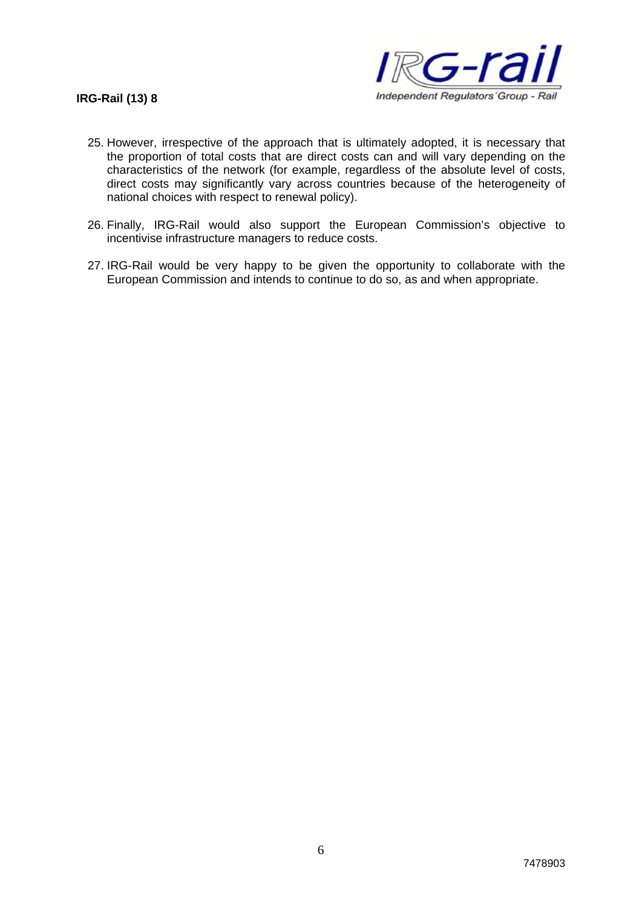25. However, irrespective of the approach that is ultimately adopted, it is necessary that the proportion of total costs that are direct costs can and will vary depending on the characteristics of the network (for example, regardless of the absolute level of costs, direct costs may significantly vary across countries because of the heterogeneity of national choices with respect to renewal policy).

26. Finally, IRG-Rail would also support the European Commission's objective to incentivise infrastructure managers to reduce costs.

27. IRG-Rail would be very happy to be given the opportunity to collaborate with the European Commission and intends to continue to do so, as and when appropriate.

7478903